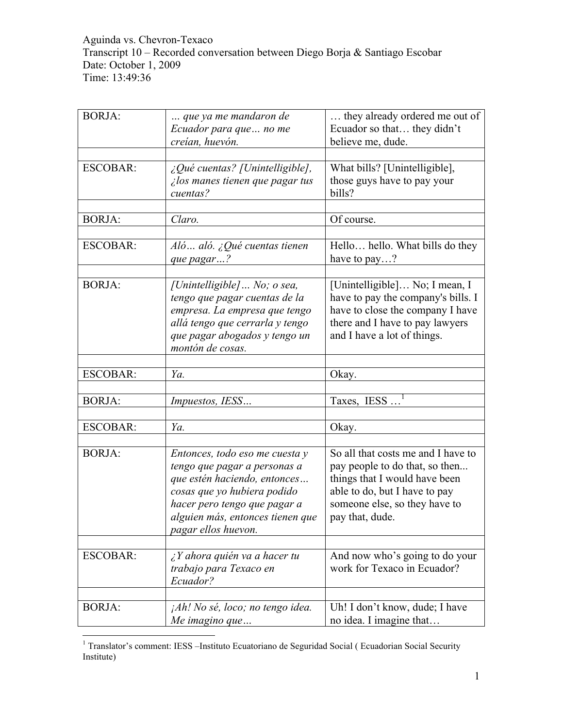Aguinda vs. Chevron-Texaco
Transcript 10 – Recorded conversation between Diego Borja & Santiago Escobar
Date: October 1, 2009
Time: 13:49:36

| | | |
|---|---|---|
| BORJA: | *… que ya me mandaron de Ecuador para que… no me creían, huevón.* | … they already ordered me out of Ecuador so that… they didn't believe me, dude. |
| | | |
| ESCOBAR: | *¿Qué cuentas? [Unintelligible], ¿los manes tienen que pagar tus cuentas?* | What bills? [Unintelligible], those guys have to pay your bills? |
| | | |
| BORJA: | *Claro.* | Of course. |
| | | |
| ESCOBAR: | *Aló… aló. ¿Qué cuentas tienen que pagar…?* | Hello… hello. What bills do they have to pay…? |
| | | |
| BORJA: | *[Unintelligible]… No; o sea, tengo que pagar cuentas de la empresa. La empresa que tengo allá tengo que cerrarla y tengo que pagar abogados y tengo un montón de cosas.* | [Unintelligible]… No; I mean, I have to pay the company's bills. I have to close the company I have there and I have to pay lawyers and I have a lot of things. |
| | | |
| ESCOBAR: | *Ya.* | Okay. |
| | | |
| BORJA: | *Impuestos, IESS…* | Taxes, IESS …[1] |
| | | |
| ESCOBAR: | *Ya.* | Okay. |
| | | |
| BORJA: | *Entonces, todo eso me cuesta y tengo que pagar a personas a que estén haciendo, entonces… cosas que yo hubiera podido hacer pero tengo que pagar a alguien más, entonces tienen que pagar ellos huevon.* | So all that costs me and I have to pay people to do that, so then... things that I would have been able to do, but I have to pay someone else, so they have to pay that, dude. |
| | | |
| ESCOBAR: | *¿Y ahora quién va a hacer tu trabajo para Texaco en Ecuador?* | And now who's going to do your work for Texaco in Ecuador? |
| | | |
| BORJA: | *¡Ah! No sé, loco; no tengo idea. Me imagino que…* | Uh! I don't know, dude; I have no idea. I imagine that… |

[1] Translator's comment: IESS –Instituto Ecuatoriano de Seguridad Social ( Ecuadorian Social Security Institute)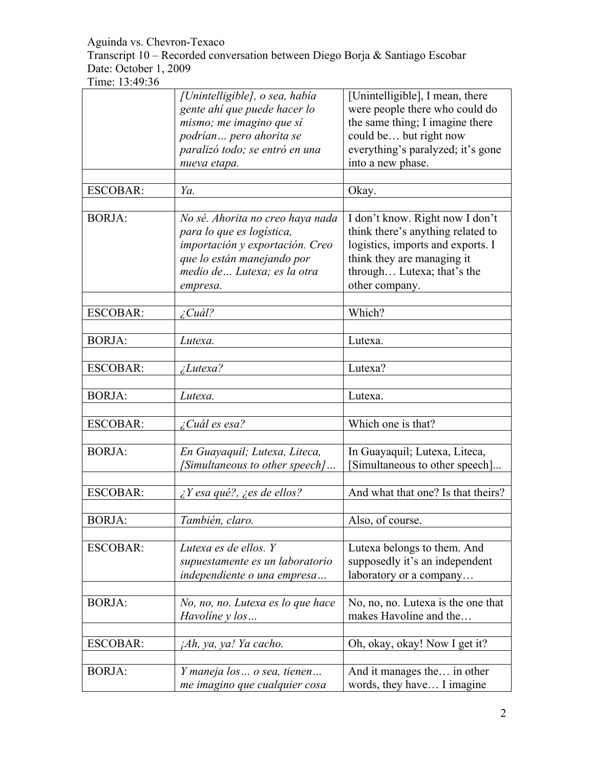Aguinda vs. Chevron-Texaco
Transcript 10 – Recorded conversation between Diego Borja & Santiago Escobar
Date: October 1, 2009
Time: 13:49:36

| | | |
|---|---|---|
| | *[Unintelligible], o sea, había gente ahí que puede hacer lo mismo; me imagino que sí podrían… pero ahorita se paralizó todo; se entró en una nueva etapa.* | [Unintelligible], I mean, there were people there who could do the same thing; I imagine there could be… but right now everything's paralyzed; it's gone into a new phase. |
| | | |
| ESCOBAR: | *Ya.* | Okay. |
| | | |
| BORJA: | *No sé. Ahorita no creo haya nada para lo que es logística, importación y exportación. Creo que lo están manejando por medio de… Lutexa; es la otra empresa.* | I don't know. Right now I don't think there's anything related to logistics, imports and exports. I think they are managing it through… Lutexa; that's the other company. |
| | | |
| ESCOBAR: | *¿Cuál?* | Which? |
| | | |
| BORJA: | *Lutexa.* | Lutexa. |
| | | |
| ESCOBAR: | *¿Lutexa?* | Lutexa? |
| | | |
| BORJA: | *Lutexa.* | Lutexa. |
| | | |
| ESCOBAR: | *¿Cuál es esa?* | Which one is that? |
| | | |
| BORJA: | *En Guayaquil; Lutexa, Liteca, [Simultaneous to other speech]…* | In Guayaquil; Lutexa, Liteca, [Simultaneous to other speech]... |
| | | |
| ESCOBAR: | *¿Y esa qué?, ¿es de ellos?* | And what that one? Is that theirs? |
| | | |
| BORJA: | *También, claro.* | Also, of course. |
| | | |
| ESCOBAR: | *Lutexa es de ellos. Y supuestamente es un laboratorio independiente o una empresa…* | Lutexa belongs to them. And supposedly it's an independent laboratory or a company… |
| | | |
| BORJA: | *No, no, no. Lutexa es lo que hace Havolíne y los…* | No, no, no. Lutexa is the one that makes Havoline and the… |
| | | |
| ESCOBAR: | *¡Ah, ya, ya! Ya cacho.* | Oh, okay, okay! Now I get it? |
| | | |
| BORJA: | *Y maneja los… o sea, tienen… me imagino que cualquier cosa* | And it manages the… in other words, they have… I imagine |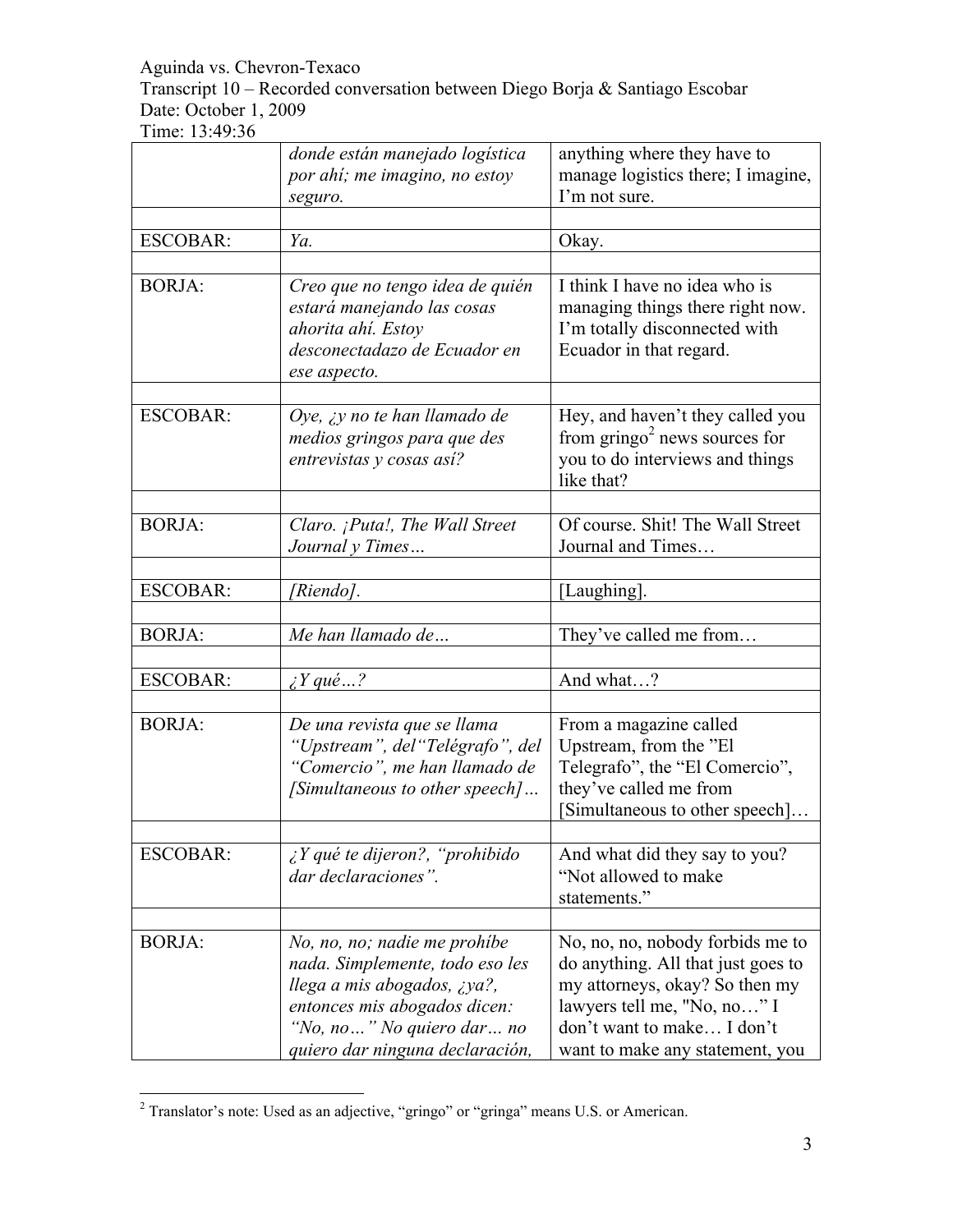| | | |
|---|---|---|
| | *donde están manejado logística por ahí; me imagino, no estoy seguro.* | anything where they have to manage logistics there; I imagine, I'm not sure. |
| | | |
| ESCOBAR: | *Ya.* | Okay. |
| | | |
| BORJA: | *Creo que no tengo idea de quién estará manejando las cosas ahorita ahí. Estoy desconectadazo de Ecuador en ese aspecto.* | I think I have no idea who is managing things there right now. I'm totally disconnected with Ecuador in that regard. |
| | | |
| ESCOBAR: | *Oye, ¿y no te han llamado de medios gringos para que des entrevistas y cosas así?* | Hey, and haven't they called you from gringo[2] news sources for you to do interviews and things like that? |
| | | |
| BORJA: | *Claro. ¡Puta!, The Wall Street Journal y Times…* | Of course. Shit! The Wall Street Journal and Times… |
| | | |
| ESCOBAR: | *[Riendo].* | [Laughing]. |
| | | |
| BORJA: | *Me han llamado de…* | They've called me from… |
| | | |
| ESCOBAR: | *¿Y qué…?* | And what…? |
| | | |
| BORJA: | *De una revista que se llama "Upstream", del"Telégrafo", del "Comercio", me han llamado de [Simultaneous to other speech]…* | From a magazine called Upstream, from the "El Telegrafo", the "El Comercio", they've called me from [Simultaneous to other speech]… |
| | | |
| ESCOBAR: | *¿Y qué te dijeron?, "prohibido dar declaraciones".* | And what did they say to you? "Not allowed to make statements." |
| | | |
| BORJA: | *No, no, no; nadie me prohíbe nada. Simplemente, todo eso les llega a mis abogados, ¿ya?, entonces mis abogados dicen: "No, no…" No quiero dar… no quiero dar ninguna declaración,* | No, no, no, nobody forbids me to do anything. All that just goes to my attorneys, okay? So then my lawyers tell me, "No, no…" I don't want to make… I don't want to make any statement, you |

[2] Translator's note: Used as an adjective, "gringo" or "gringa" means U.S. or American.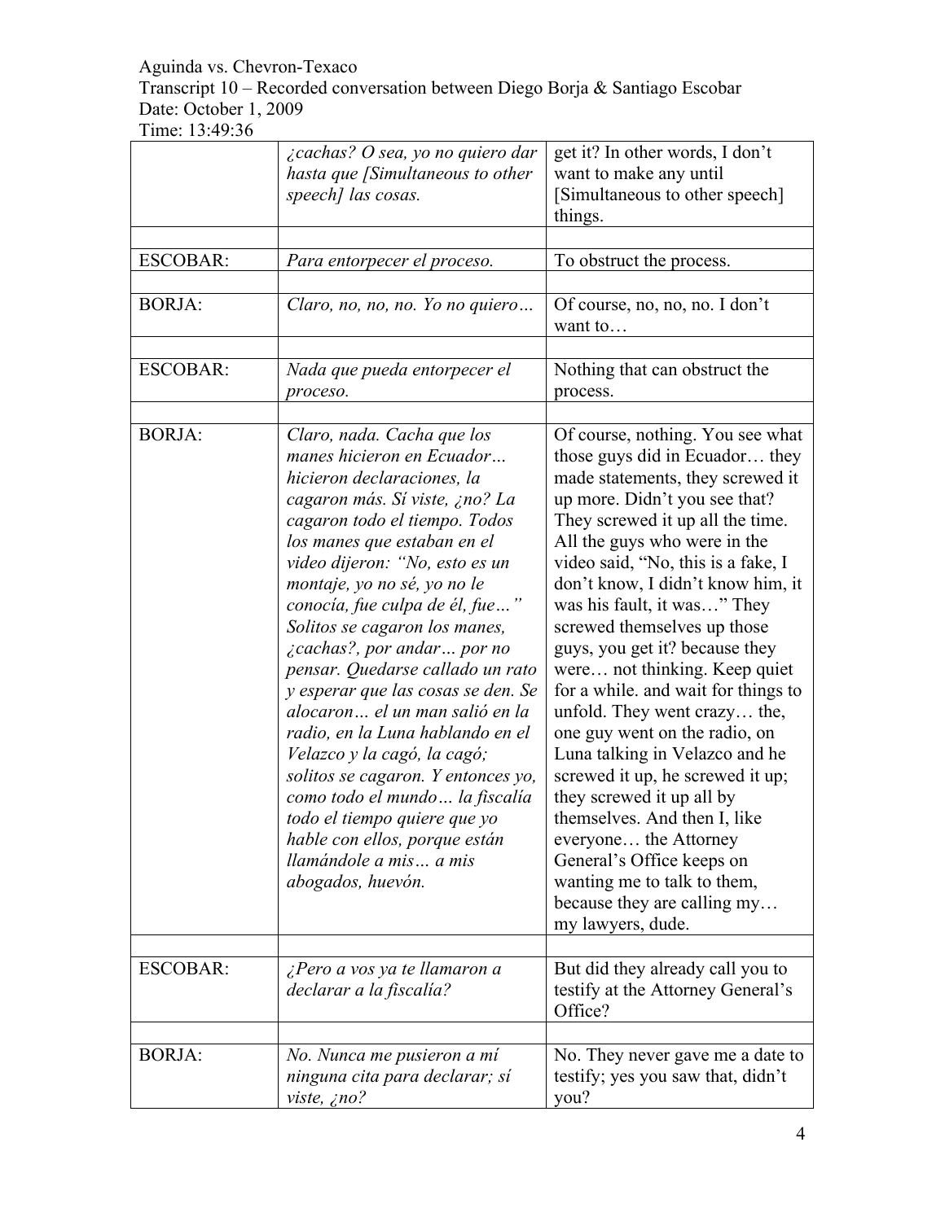| | *¿cachas? O sea, yo no quiero dar hasta que [Simultaneous to other speech] las cosas.* | get it? In other words, I don't want to make any until [Simultaneous to other speech] things. |
|---|---|---|
| ESCOBAR: | *Para entorpecer el proceso.* | To obstruct the process. |
| BORJA: | *Claro, no, no, no. Yo no quiero…* | Of course, no, no, no. I don't want to… |
| ESCOBAR: | *Nada que pueda entorpecer el proceso.* | Nothing that can obstruct the process. |
| BORJA: | *Claro, nada. Cacha que los manes hicieron en Ecuador… hicieron declaraciones, la cagaron más. Sí viste, ¿no? La cagaron todo el tiempo. Todos los manes que estaban en el video dijeron: "No, esto es un montaje, yo no sé, yo no le conocía, fue culpa de él, fue…" Solitos se cagaron los manes, ¿cachas?, por andar… por no pensar. Quedarse callado un rato y esperar que las cosas se den. Se alocaron… el un man salió en la radio, en la Luna hablando en el Velazco y la cagó, la cagó; solitos se cagaron. Y entonces yo, como todo el mundo… la fiscalía todo el tiempo quiere que yo hable con ellos, porque están llamándole a mis… a mis abogados, huevón.* | Of course, nothing. You see what those guys did in Ecuador… they made statements, they screwed it up more. Didn't you see that? They screwed it up all the time. All the guys who were in the video said, "No, this is a fake, I don't know, I didn't know him, it was his fault, it was…" They screwed themselves up those guys, you get it? because they were… not thinking. Keep quiet for a while. and wait for things to unfold. They went crazy… the, one guy went on the radio, on Luna talking in Velazco and he screwed it up, he screwed it up; they screwed it up all by themselves. And then I, like everyone… the Attorney General's Office keeps on wanting me to talk to them, because they are calling my… my lawyers, dude. |
| ESCOBAR: | *¿Pero a vos ya te llamaron a declarar a la fiscalía?* | But did they already call you to testify at the Attorney General's Office? |
| BORJA: | *No. Nunca me pusieron a mí ninguna cita para declarar; sí viste, ¿no?* | No. They never gave me a date to testify; yes you saw that, didn't you? |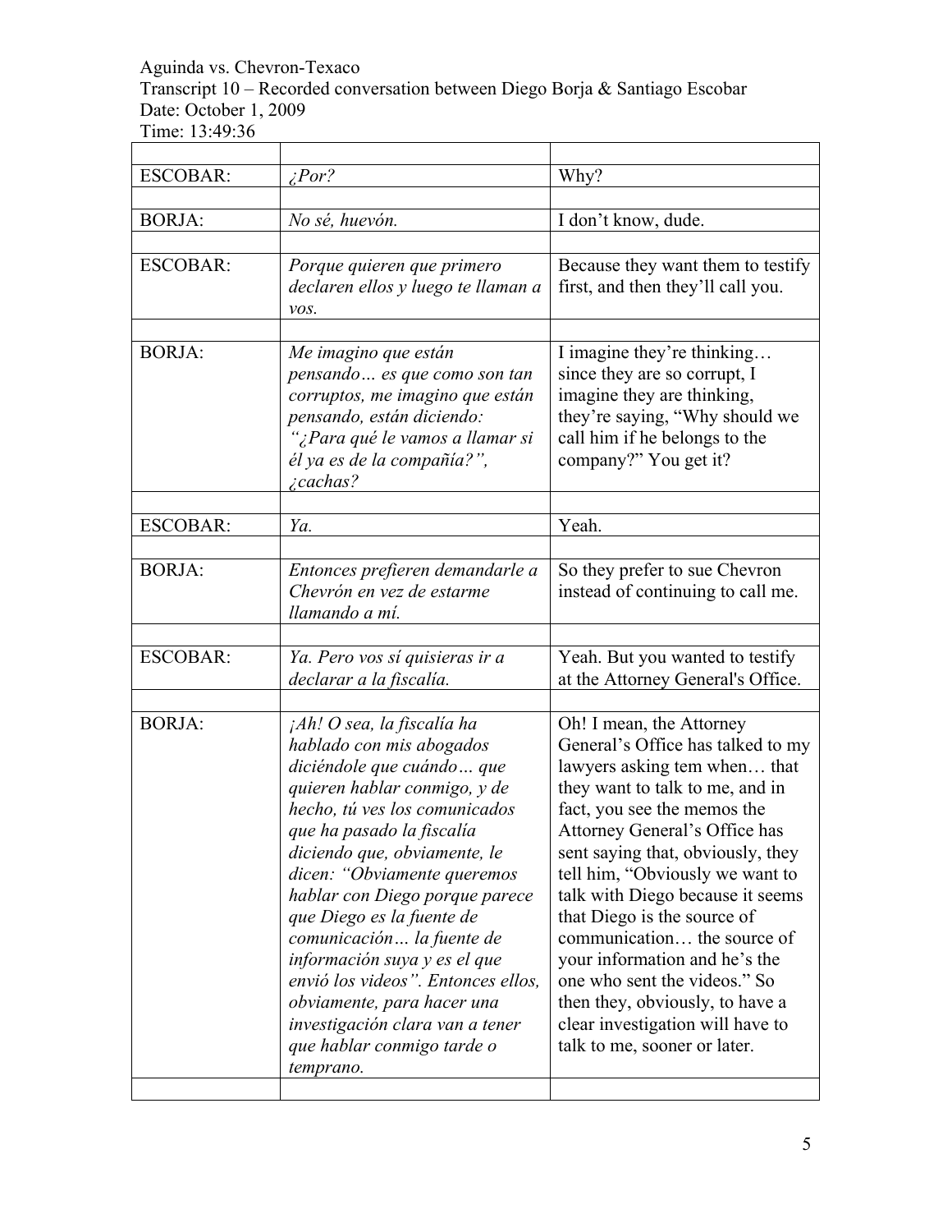Aguinda vs. Chevron-Texaco
Transcript 10 – Recorded conversation between Diego Borja & Santiago Escobar
Date: October 1, 2009
Time: 13:49:36

| | | |
|---|---|---|
| ESCOBAR: | *¿Por?* | Why? |
| | | |
| BORJA: | *No sé, huevón.* | I don't know, dude. |
| | | |
| ESCOBAR: | *Porque quieren que primero declaren ellos y luego te llaman a vos.* | Because they want them to testify first, and then they'll call you. |
| | | |
| BORJA: | *Me imagino que están pensando… es que como son tan corruptos, me imagino que están pensando, están diciendo: "¿Para qué le vamos a llamar si él ya es de la compañía?", ¿cachas?* | I imagine they're thinking… since they are so corrupt, I imagine they are thinking, they're saying, "Why should we call him if he belongs to the company?" You get it? |
| | | |
| ESCOBAR: | *Ya.* | Yeah. |
| | | |
| BORJA: | *Entonces prefieren demandarle a Chevrón en vez de estarme llamando a mí.* | So they prefer to sue Chevron instead of continuing to call me. |
| | | |
| ESCOBAR: | *Ya. Pero vos sí quisieras ir a declarar a la fiscalía.* | Yeah. But you wanted to testify at the Attorney General's Office. |
| | | |
| BORJA: | *¡Ah! O sea, la fiscalía ha hablado con mis abogados diciéndole que cuándo… que quieren hablar conmigo, y de hecho, tú ves los comunicados que ha pasado la fiscalía diciendo que, obviamente, le dicen: "Obviamente queremos hablar con Diego porque parece que Diego es la fuente de comunicación… la fuente de información suya y es el que envió los videos". Entonces ellos, obviamente, para hacer una investigación clara van a tener que hablar conmigo tarde o temprano.* | Oh! I mean, the Attorney General's Office has talked to my lawyers asking tem when… that they want to talk to me, and in fact, you see the memos the Attorney General's Office has sent saying that, obviously, they tell him, "Obviously we want to talk with Diego because it seems that Diego is the source of communication… the source of your information and he's the one who sent the videos." So then they, obviously, to have a clear investigation will have to talk to me, sooner or later. |
| | | |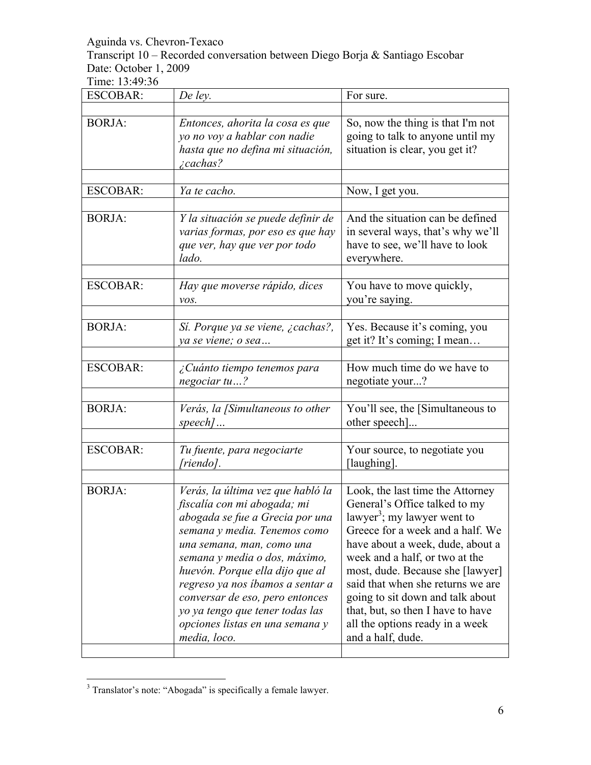Aguinda vs. Chevron-Texaco
Transcript 10 – Recorded conversation between Diego Borja & Santiago Escobar
Date: October 1, 2009
Time: 13:49:36

| | | |
|---|---|---|
| ESCOBAR: | *De ley.* | For sure. |
| | | |
| BORJA: | *Entonces, ahorita la cosa es que yo no voy a hablar con nadie hasta que no defina mi situación, ¿cachas?* | So, now the thing is that I'm not going to talk to anyone until my situation is clear, you get it? |
| | | |
| ESCOBAR: | *Ya te cacho.* | Now, I get you. |
| | | |
| BORJA: | *Y la situación se puede definir de varias formas, por eso es que hay que ver, hay que ver por todo lado.* | And the situation can be defined in several ways, that's why we'll have to see, we'll have to look everywhere. |
| | | |
| ESCOBAR: | *Hay que moverse rápido, dices vos.* | You have to move quickly, you're saying. |
| | | |
| BORJA: | *Sí. Porque ya se viene, ¿cachas?, ya se viene; o sea…* | Yes. Because it's coming, you get it? It's coming; I mean… |
| | | |
| ESCOBAR: | *¿Cuánto tiempo tenemos para negociar tu…?* | How much time do we have to negotiate your...? |
| | | |
| BORJA: | *Verás, la [Simultaneous to other speech]…* | You'll see, the [Simultaneous to other speech]... |
| | | |
| ESCOBAR: | *Tu fuente, para negociarte [riendo].* | Your source, to negotiate you [laughing]. |
| | | |
| BORJA: | *Verás, la última vez que habló la fiscalía con mi abogada; mi abogada se fue a Grecia por una semana y media. Tenemos como una semana, man, como una semana y media o dos, máximo, huevón. Porque ella dijo que al regreso ya nos íbamos a sentar a conversar de eso, pero entonces yo ya tengo que tener todas las opciones listas en una semana y media, loco.* | Look, the last time the Attorney General's Office talked to my lawyer[3]; my lawyer went to Greece for a week and a half. We have about a week, dude, about a week and a half, or two at the most, dude. Because she [lawyer] said that when she returns we are going to sit down and talk about that, but, so then I have to have all the options ready in a week and a half, dude. |
| | | |

[3] Translator's note: "Abogada" is specifically a female lawyer.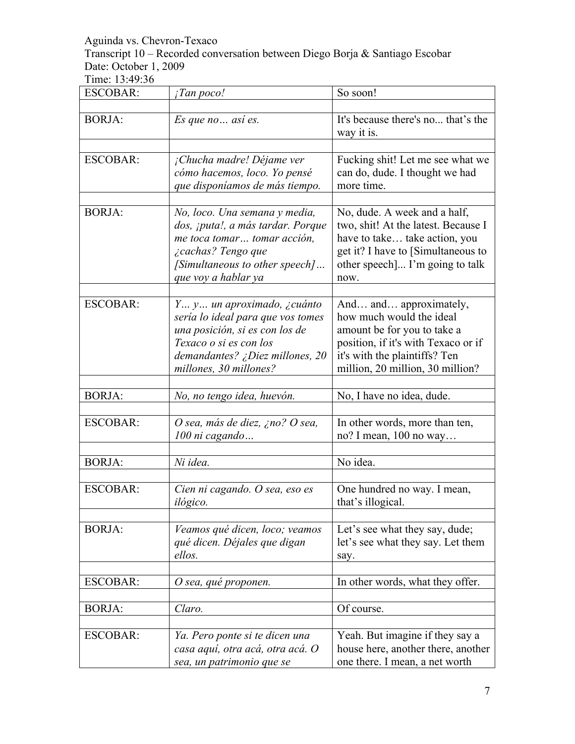Aguinda vs. Chevron-Texaco
Transcript 10 – Recorded conversation between Diego Borja & Santiago Escobar
Date: October 1, 2009
Time: 13:49:36

| | | |
|---|---|---|
| ESCOBAR: | *¡Tan poco!* | So soon! |
| | | |
| BORJA: | *Es que no… así es.* | It's because there's no... that's the way it is. |
| | | |
| ESCOBAR: | *¡Chucha madre! Déjame ver cómo hacemos, loco. Yo pensé que disponíamos de más tiempo.* | Fucking shit! Let me see what we can do, dude. I thought we had more time. |
| | | |
| BORJA: | *No, loco. Una semana y media, dos, ¡puta!, a más tardar. Porque me toca tomar… tomar acción, ¿cachas? Tengo que [Simultaneous to other speech]… que voy a hablar ya* | No, dude. A week and a half, two, shit! At the latest. Because I have to take… take action, you get it? I have to [Simultaneous to other speech]... I'm going to talk now. |
| | | |
| ESCOBAR: | *Y… y… un aproximado, ¿cuánto sería lo ideal para que vos tomes una posición, si es con los de Texaco o si es con los demandantes? ¿Diez millones, 20 millones, 30 millones?* | And… and… approximately, how much would the ideal amount be for you to take a position, if it's with Texaco or if it's with the plaintiffs? Ten million, 20 million, 30 million? |
| | | |
| BORJA: | *No, no tengo idea, huevón.* | No, I have no idea, dude. |
| | | |
| ESCOBAR: | *O sea, más de diez, ¿no? O sea, 100 ni cagando…* | In other words, more than ten, no? I mean, 100 no way… |
| | | |
| BORJA: | *Ni idea.* | No idea. |
| | | |
| ESCOBAR: | *Cien ni cagando. O sea, eso es ilógico.* | One hundred no way. I mean, that's illogical. |
| | | |
| BORJA: | *Veamos qué dicen, loco; veamos qué dicen. Déjales que digan ellos.* | Let's see what they say, dude; let's see what they say. Let them say. |
| | | |
| ESCOBAR: | *O sea, qué proponen.* | In other words, what they offer. |
| | | |
| BORJA: | *Claro.* | Of course. |
| | | |
| ESCOBAR: | *Ya. Pero ponte si te dicen una casa aquí, otra acá, otra acá. O sea, un patrimonio que se* | Yeah. But imagine if they say a house here, another there, another one there. I mean, a net worth |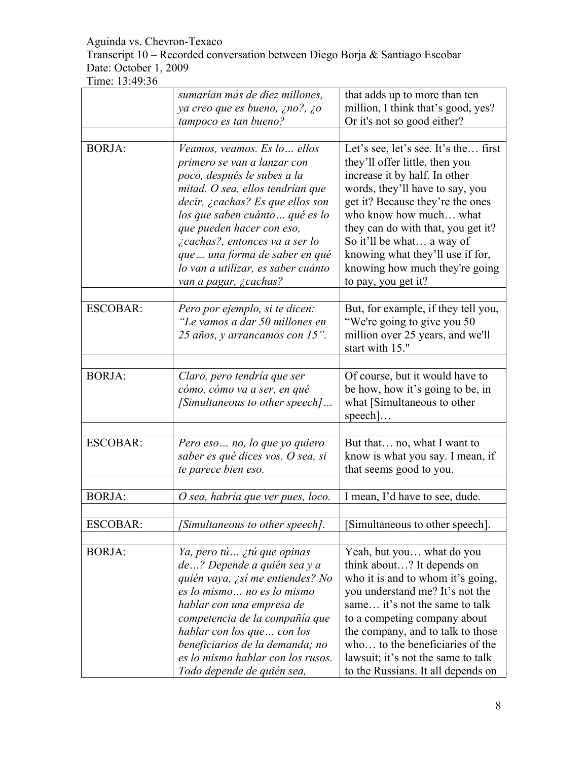Aguinda vs. Chevron-Texaco
Transcript 10 – Recorded conversation between Diego Borja & Santiago Escobar
Date: October 1, 2009
Time: 13:49:36

| | | |
|---|---|---|
| | *sumarían más de diez millones, ya creo que es bueno, ¿no?, ¿o tampoco es tan bueno?* | that adds up to more than ten million, I think that's good, yes? Or it's not so good either? |
| | | |
| BORJA: | *Veamos, veamos. Es lo… ellos primero se van a lanzar con poco, después le subes a la mitad. O sea, ellos tendrían que decir, ¿cachas? Es que ellos son los que saben cuánto… qué es lo que pueden hacer con eso, ¿cachas?, entonces va a ser lo que… una forma de saber en qué lo van a utilizar, es saber cuánto van a pagar, ¿cachas?* | Let's see, let's see. It's the… first they'll offer little, then you increase it by half. In other words, they'll have to say, you get it? Because they're the ones who know how much… what they can do with that, you get it? So it'll be what… a way of knowing what they'll use if for, knowing how much they're going to pay, you get it? |
| | | |
| ESCOBAR: | *Pero por ejemplo, si te dicen: "Le vamos a dar 50 millones en 25 años, y arrancamos con 15".* | But, for example, if they tell you, "We're going to give you 50 million over 25 years, and we'll start with 15." |
| | | |
| BORJA: | *Claro, pero tendría que ser cómo, cómo va a ser, en qué [Simultaneous to other speech]…* | Of course, but it would have to be how, how it's going to be, in what [Simultaneous to other speech]… |
| | | |
| ESCOBAR: | *Pero eso… no, lo que yo quiero saber es qué dices vos. O sea, si te parece bien eso.* | But that… no, what I want to know is what you say. I mean, if that seems good to you. |
| | | |
| BORJA: | *O sea, habría que ver pues, loco.* | I mean, I'd have to see, dude. |
| | | |
| ESCOBAR: | *[Simultaneous to other speech].* | [Simultaneous to other speech]. |
| | | |
| BORJA: | *Ya, pero tú… ¿tú que opinas de…? Depende a quién sea y a quién vaya, ¿sí me entiendes? No es lo mismo… no es lo mismo hablar con una empresa de competencia de la compañía que hablar con los que… con los beneficiarios de la demanda; no es lo mismo hablar con los rusos. Todo depende de quién sea,* | Yeah, but you… what do you think about…? It depends on who it is and to whom it's going, you understand me? It's not the same… it's not the same to talk to a competing company about the company, and to talk to those who… to the beneficiaries of the lawsuit; it's not the same to talk to the Russians. It all depends on |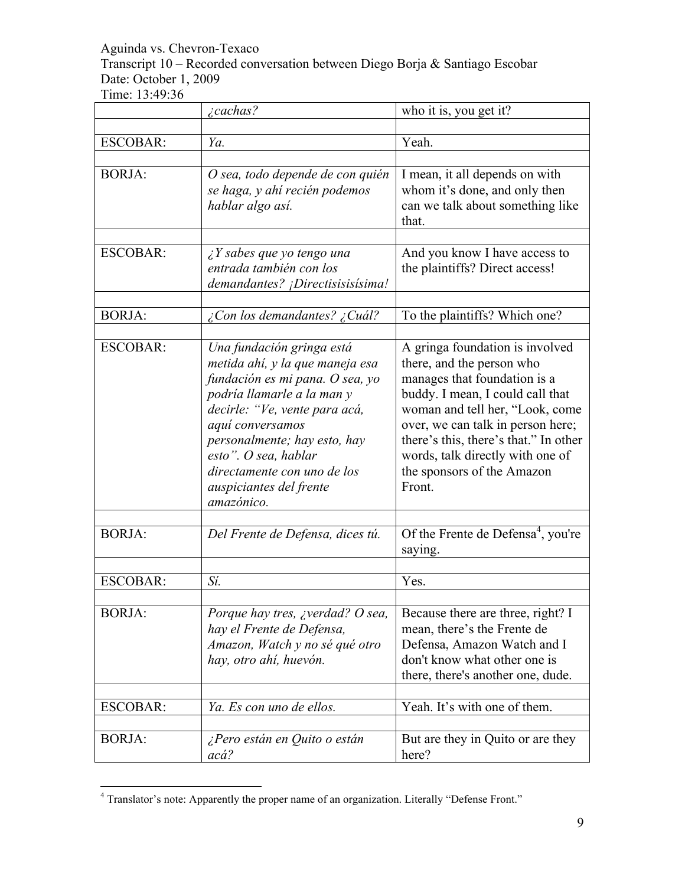Aguinda vs. Chevron-Texaco
Transcript 10 – Recorded conversation between Diego Borja & Santiago Escobar
Date: October 1, 2009
Time: 13:49:36

| | | |
|---|---|---|
| | *¿cachas?* | who it is, you get it? |
| | | |
| ESCOBAR: | *Ya.* | Yeah. |
| | | |
| BORJA: | *O sea, todo depende de con quién se haga, y ahí recién podemos hablar algo así.* | I mean, it all depends on with whom it's done, and only then can we talk about something like that. |
| | | |
| ESCOBAR: | *¿Y sabes que yo tengo una entrada también con los demandantes? ¡Directisisisísima!* | And you know I have access to the plaintiffs? Direct access! |
| | | |
| BORJA: | *¿Con los demandantes? ¿Cuál?* | To the plaintiffs? Which one? |
| | | |
| ESCOBAR: | *Una fundación gringa está metida ahí, y la que maneja esa fundación es mi pana. O sea, yo podría llamarle a la man y decirle: "Ve, vente para acá, aquí conversamos personalmente; hay esto, hay esto". O sea, hablar directamente con uno de los auspiciantes del frente amazónico.* | A gringa foundation is involved there, and the person who manages that foundation is a buddy. I mean, I could call that woman and tell her, "Look, come over, we can talk in person here; there's this, there's that." In other words, talk directly with one of the sponsors of the Amazon Front. |
| | | |
| BORJA: | *Del Frente de Defensa, dices tú.* | Of the Frente de Defensa[4], you're saying. |
| | | |
| ESCOBAR: | *Sí.* | Yes. |
| | | |
| BORJA: | *Porque hay tres, ¿verdad? O sea, hay el Frente de Defensa, Amazon, Watch y no sé qué otro hay, otro ahí, huevón.* | Because there are three, right? I mean, there's the Frente de Defensa, Amazon Watch and I don't know what other one is there, there's another one, dude. |
| | | |
| ESCOBAR: | *Ya. Es con uno de ellos.* | Yeah. It's with one of them. |
| | | |
| BORJA: | *¿Pero están en Quito o están acá?* | But are they in Quito or are they here? |

[4] Translator's note: Apparently the proper name of an organization. Literally "Defense Front."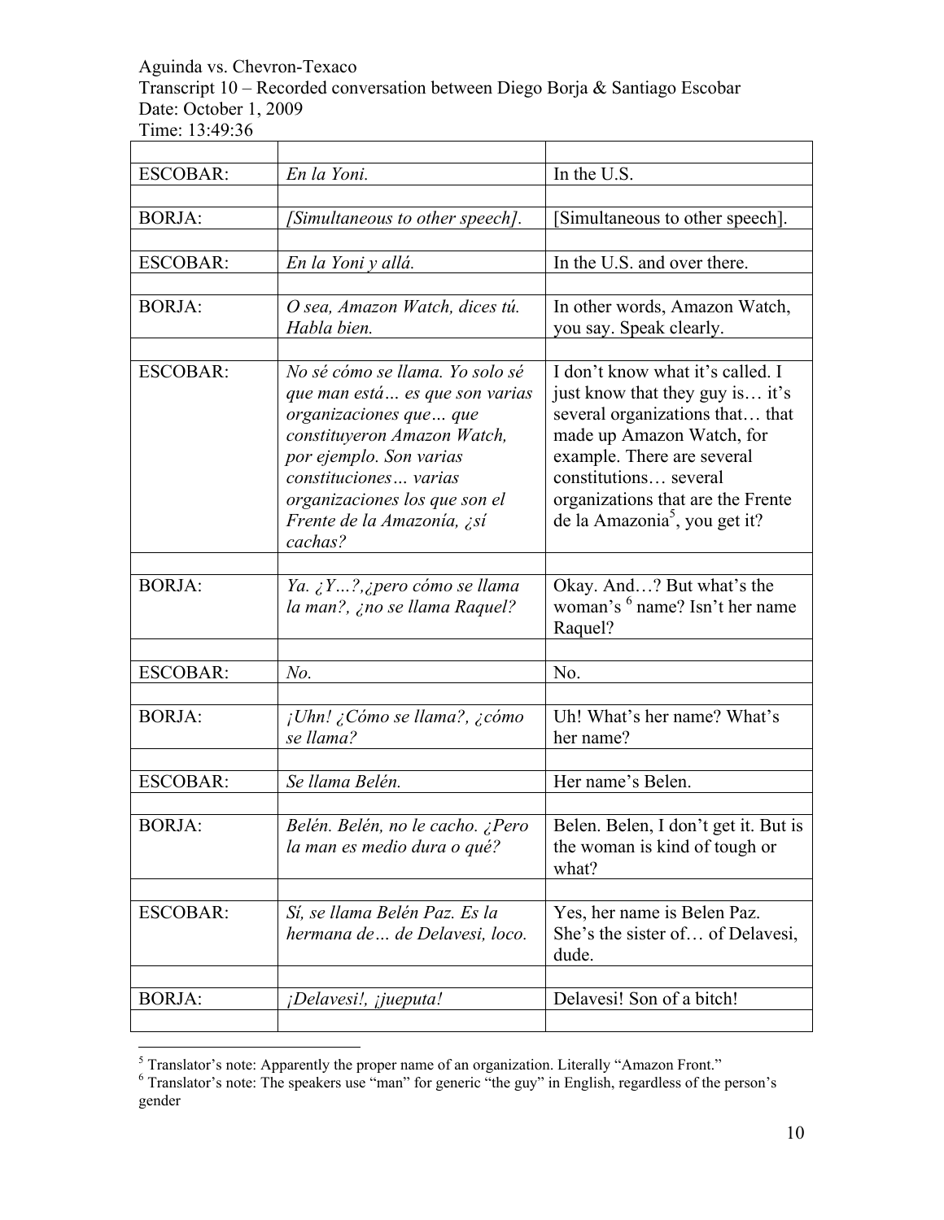Aguinda vs. Chevron-Texaco
Transcript 10 – Recorded conversation between Diego Borja & Santiago Escobar
Date: October 1, 2009
Time: 13:49:36

| | | |
|---|---|---|
| ESCOBAR: | *En la Yoni.* | In the U.S. |
| | | |
| BORJA: | *[Simultaneous to other speech].* | [Simultaneous to other speech]. |
| | | |
| ESCOBAR: | *En la Yoni y allá.* | In the U.S. and over there. |
| | | |
| BORJA: | *O sea, Amazon Watch, dices tú. Habla bien.* | In other words, Amazon Watch, you say. Speak clearly. |
| | | |
| ESCOBAR: | *No sé cómo se llama. Yo solo sé que man está… es que son varias organizaciones que… que constituyeron Amazon Watch, por ejemplo. Son varias constituciones… varias organizaciones los que son el Frente de la Amazonía, ¿sí cachas?* | I don't know what it's called. I just know that they guy is… it's several organizations that… that made up Amazon Watch, for example. There are several constitutions… several organizations that are the Frente de la Amazonia[5], you get it? |
| | | |
| BORJA: | *Ya. ¿Y…?,¿pero cómo se llama la man?, ¿no se llama Raquel?* | Okay. And…? But what's the woman's [6] name? Isn't her name Raquel? |
| | | |
| ESCOBAR: | *No.* | No. |
| | | |
| BORJA: | *¡Uhn! ¿Cómo se llama?, ¿cómo se llama?* | Uh! What's her name? What's her name? |
| | | |
| ESCOBAR: | *Se llama Belén.* | Her name's Belen. |
| | | |
| BORJA: | *Belén. Belén, no le cacho. ¿Pero la man es medio dura o qué?* | Belen. Belen, I don't get it. But is the woman is kind of tough or what? |
| | | |
| ESCOBAR: | *Sí, se llama Belén Paz. Es la hermana de… de Delavesi, loco.* | Yes, her name is Belen Paz. She's the sister of… of Delavesi, dude. |
| | | |
| BORJA: | *¡Delavesi!, ¡jueputa!* | Delavesi! Son of a bitch! |
| | | |

[5] Translator's note: Apparently the proper name of an organization. Literally "Amazon Front."

[6] Translator's note: The speakers use "man" for generic "the guy" in English, regardless of the person's gender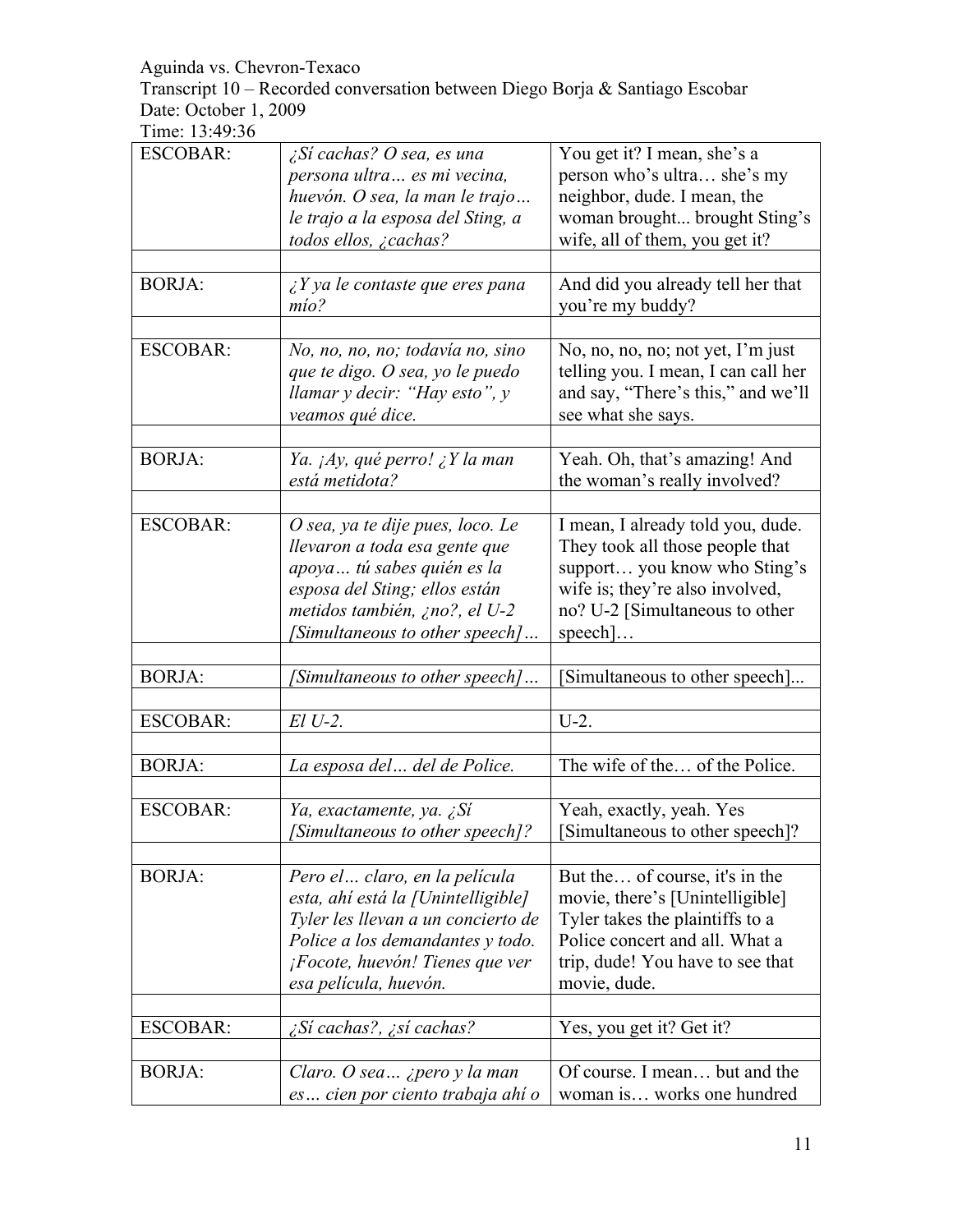Aguinda vs. Chevron-Texaco
Transcript 10 – Recorded conversation between Diego Borja & Santiago Escobar
Date: October 1, 2009
Time: 13:49:36

| | | |
|---|---|---|
| ESCOBAR: | *¿Sí cachas? O sea, es una persona ultra… es mi vecina, huevón. O sea, la man le trajo… le trajo a la esposa del Sting, a todos ellos, ¿cachas?* | You get it? I mean, she's a person who's ultra… she's my neighbor, dude. I mean, the woman brought... brought Sting's wife, all of them, you get it? |
| | | |
| BORJA: | *¿Y ya le contaste que eres pana mío?* | And did you already tell her that you're my buddy? |
| | | |
| ESCOBAR: | *No, no, no, no; todavía no, sino que te digo. O sea, yo le puedo llamar y decir: "Hay esto", y veamos qué dice.* | No, no, no, no; not yet, I'm just telling you. I mean, I can call her and say, "There's this," and we'll see what she says. |
| | | |
| BORJA: | *Ya. ¡Ay, qué perro! ¿Y la man está metidota?* | Yeah. Oh, that's amazing! And the woman's really involved? |
| | | |
| ESCOBAR: | *O sea, ya te dije pues, loco. Le llevaron a toda esa gente que apoya… tú sabes quién es la esposa del Sting; ellos están metidos también, ¿no?, el U-2 [Simultaneous to other speech]…* | I mean, I already told you, dude. They took all those people that support… you know who Sting's wife is; they're also involved, no? U-2 [Simultaneous to other speech]… |
| | | |
| BORJA: | *[Simultaneous to other speech]…* | [Simultaneous to other speech]... |
| | | |
| ESCOBAR: | *El U-2.* | U-2. |
| | | |
| BORJA: | *La esposa del… del de Police.* | The wife of the… of the Police. |
| | | |
| ESCOBAR: | *Ya, exactamente, ya. ¿Sí [Simultaneous to other speech]?* | Yeah, exactly, yeah. Yes [Simultaneous to other speech]? |
| | | |
| BORJA: | *Pero el… claro, en la película esta, ahí está la [Unintelligible] Tyler les llevan a un concierto de Police a los demandantes y todo. ¡Focote, huevón! Tienes que ver esa película, huevón.* | But the… of course, it's in the movie, there's [Unintelligible] Tyler takes the plaintiffs to a Police concert and all. What a trip, dude! You have to see that movie, dude. |
| | | |
| ESCOBAR: | *¿Sí cachas?, ¿sí cachas?* | Yes, you get it? Get it? |
| | | |
| BORJA: | *Claro. O sea… ¿pero y la man es… cien por ciento trabaja ahí o* | Of course. I mean… but and the woman is… works one hundred |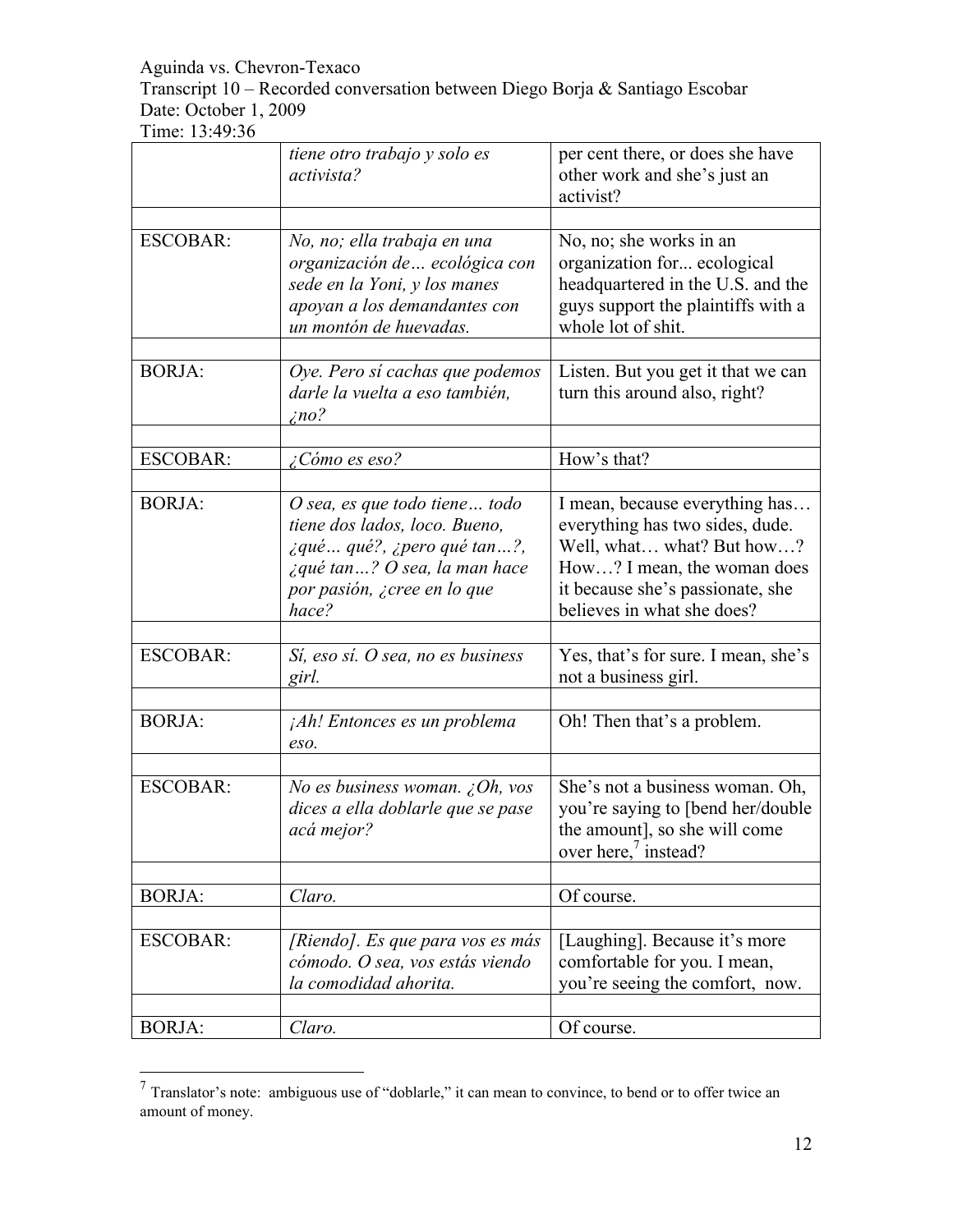| | | |
|---|---|---|
| | *tiene otro trabajo y solo es activista?* | per cent there, or does she have other work and she's just an activist? |
| | | |
| ESCOBAR: | *No, no; ella trabaja en una organización de… ecológica con sede en la Yoni, y los manes apoyan a los demandantes con un montón de huevadas.* | No, no; she works in an organization for... ecological headquartered in the U.S. and the guys support the plaintiffs with a whole lot of shit. |
| | | |
| BORJA: | *Oye. Pero sí cachas que podemos darle la vuelta a eso también, ¿no?* | Listen. But you get it that we can turn this around also, right? |
| | | |
| ESCOBAR: | *¿Cómo es eso?* | How's that? |
| | | |
| BORJA: | *O sea, es que todo tiene… todo tiene dos lados, loco. Bueno, ¿qué… qué?, ¿pero qué tan…?, ¿qué tan…? O sea, la man hace por pasión, ¿cree en lo que hace?* | I mean, because everything has… everything has two sides, dude. Well, what… what? But how…? How…? I mean, the woman does it because she's passionate, she believes in what she does? |
| | | |
| ESCOBAR: | *Sí, eso sí. O sea, no es business girl.* | Yes, that's for sure. I mean, she's not a business girl. |
| | | |
| BORJA: | *¡Ah! Entonces es un problema eso.* | Oh! Then that's a problem. |
| | | |
| ESCOBAR: | *No es business woman. ¿Oh, vos dices a ella doblarle que se pase acá mejor?* | She's not a business woman. Oh, you're saying to [bend her/double the amount], so she will come over here,[7] instead? |
| | | |
| BORJA: | *Claro.* | Of course. |
| | | |
| ESCOBAR: | *[Riendo]. Es que para vos es más cómodo. O sea, vos estás viendo la comodidad ahorita.* | [Laughing]. Because it's more comfortable for you. I mean, you're seeing the comfort, now. |
| | | |
| BORJA: | *Claro.* | Of course. |

[7] Translator's note: ambiguous use of "doblarle," it can mean to convince, to bend or to offer twice an amount of money.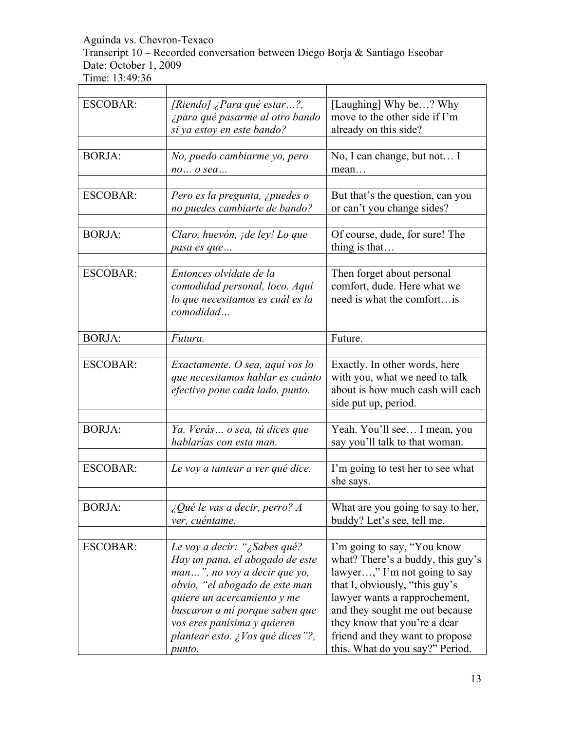Aguinda vs. Chevron-Texaco
Transcript 10 – Recorded conversation between Diego Borja & Santiago Escobar
Date: October 1, 2009
Time: 13:49:36

| | | |
|---|---|---|
| ESCOBAR: | *[Riendo] ¿Para qué estar…?, ¿para qué pasarme al otro bando si ya estoy en este bando?* | [Laughing] Why be…? Why move to the other side if I'm already on this side? |
| | | |
| BORJA: | *No, puedo cambiarme yo, pero no… o sea…* | No, I can change, but not… I mean… |
| | | |
| ESCOBAR: | *Pero es la pregunta, ¿puedes o no puedes cambiarte de bando?* | But that's the question, can you or can't you change sides? |
| | | |
| BORJA: | *Claro, huevón, ¡de ley! Lo que pasa es que…* | Of course, dude, for sure! The thing is that… |
| | | |
| ESCOBAR: | *Entonces olvídate de la comodidad personal, loco. Aquí lo que necesitamos es cuál es la comodidad…* | Then forget about personal comfort, dude. Here what we need is what the comfort…is |
| | | |
| BORJA: | *Futura.* | Future. |
| | | |
| ESCOBAR: | *Exactamente. O sea, aquí vos lo que necesitamos hablar es cuánto efectivo pone cada lado, punto.* | Exactly. In other words, here with you, what we need to talk about is how much cash will each side put up, period. |
| | | |
| BORJA: | *Ya. Verás… o sea, tú dices que hablarías con esta man.* | Yeah. You'll see… I mean, you say you'll talk to that woman. |
| | | |
| ESCOBAR: | *Le voy a tantear a ver qué dice.* | I'm going to test her to see what she says. |
| | | |
| BORJA: | *¿Qué le vas a decir, perro? A ver, cuéntame.* | What are you going to say to her, buddy? Let's see, tell me. |
| | | |
| ESCOBAR: | *Le voy a decir: "¿Sabes qué? Hay un pana, el abogado de este man…", no voy a decir que yo, obvio, "el abogado de este man quiere un acercamiento y me buscaron a mí porque saben que vos eres panísima y quieren plantear esto. ¿Vos qué dices"?, punto.* | I'm going to say, "You know what? There's a buddy, this guy's lawyer…," I'm not going to say that I, obviously, "this guy's lawyer wants a rapprochement, and they sought me out because they know that you're a dear friend and they want to propose this. What do you say?" Period. |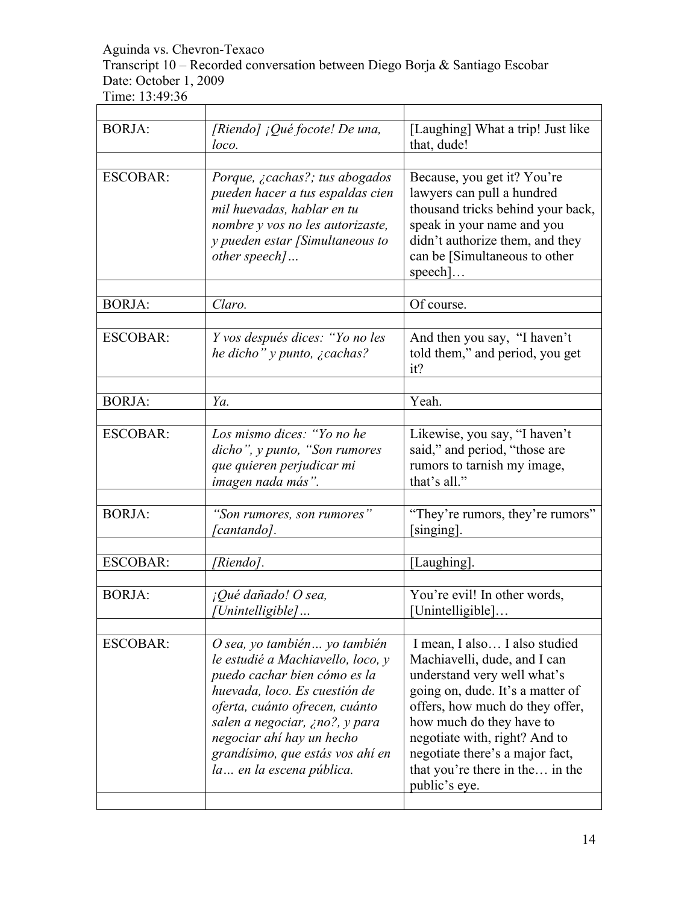Aguinda vs. Chevron-Texaco
Transcript 10 – Recorded conversation between Diego Borja & Santiago Escobar
Date: October 1, 2009
Time: 13:49:36

| | | |
|---|---|---|
| BORJA: | *[Riendo] ¡Qué focote! De una, loco.* | [Laughing] What a trip! Just like that, dude! |
| ESCOBAR: | *Porque, ¿cachas?; tus abogados pueden hacer a tus espaldas cien mil huevadas, hablar en tu nombre y vos no les autorizaste, y pueden estar [Simultaneous to other speech]…* | Because, you get it? You're lawyers can pull a hundred thousand tricks behind your back, speak in your name and you didn't authorize them, and they can be [Simultaneous to other speech]… |
| BORJA: | *Claro.* | Of course. |
| ESCOBAR: | *Y vos después dices: "Yo no les he dicho" y punto, ¿cachas?* | And then you say, "I haven't told them," and period, you get it? |
| BORJA: | *Ya.* | Yeah. |
| ESCOBAR: | *Los mismo dices: "Yo no he dicho", y punto, "Son rumores que quieren perjudicar mi imagen nada más".* | Likewise, you say, "I haven't said," and period, "those are rumors to tarnish my image, that's all." |
| BORJA: | *"Son rumores, son rumores" [cantando].* | "They're rumors, they're rumors" [singing]. |
| ESCOBAR: | *[Riendo].* | [Laughing]. |
| BORJA: | *¡Qué dañado! O sea, [Unintelligible]…* | You're evil! In other words, [Unintelligible]… |
| ESCOBAR: | *O sea, yo también… yo también le estudié a Machiavello, loco, y puedo cachar bien cómo es la huevada, loco. Es cuestión de oferta, cuánto ofrecen, cuánto salen a negociar, ¿no?, y para negociar ahí hay un hecho grandísimo, que estás vos ahí en la… en la escena pública.* | I mean, I also… I also studied Machiavelli, dude, and I can understand very well what's going on, dude. It's a matter of offers, how much do they offer, how much do they have to negotiate with, right? And to negotiate there's a major fact, that you're there in the… in the public's eye. |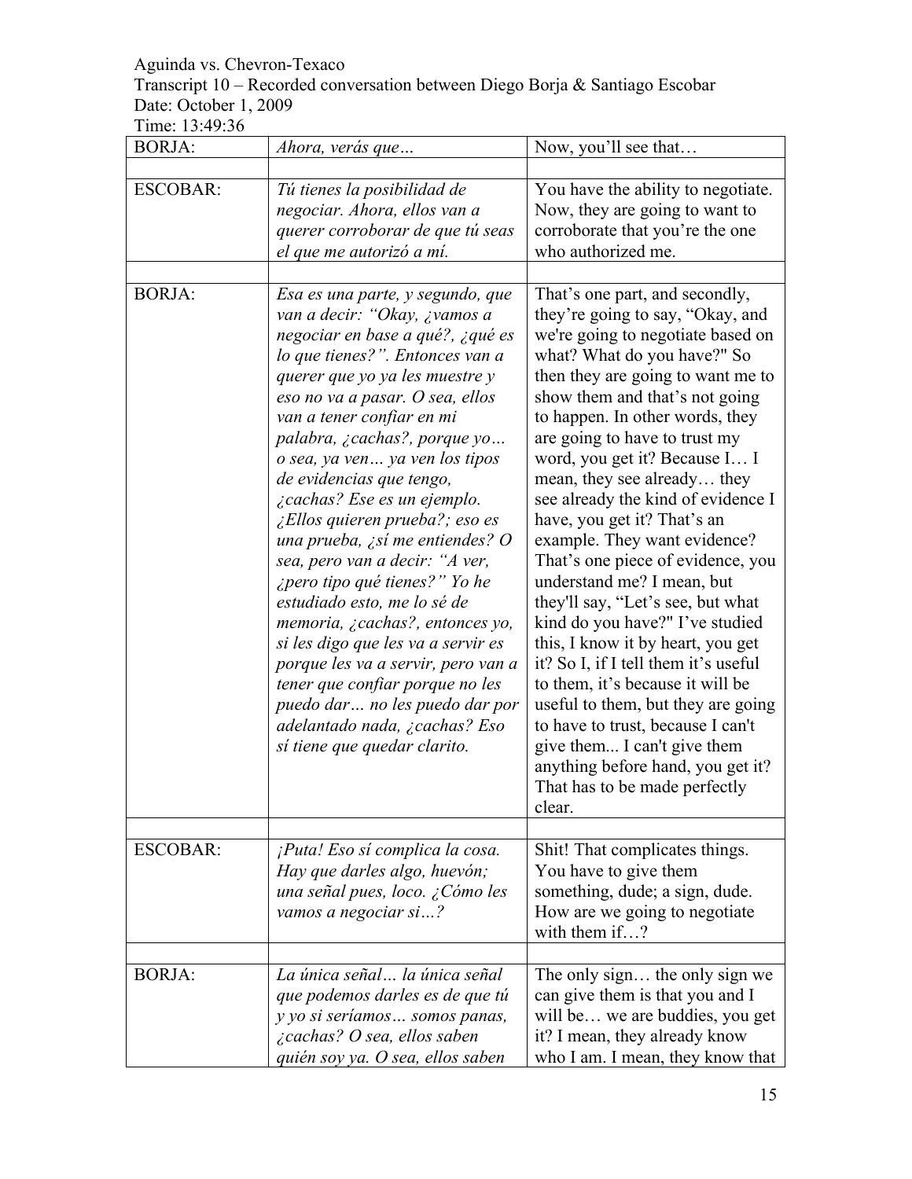Aguinda vs. Chevron-Texaco
Transcript 10 – Recorded conversation between Diego Borja & Santiago Escobar
Date: October 1, 2009
Time: 13:49:36

| | | |
|---|---|---|
| BORJA: | *Ahora, verás que…* | Now, you'll see that… |
| | | |
| ESCOBAR: | *Tú tienes la posibilidad de negociar. Ahora, ellos van a querer corroborar de que tú seas el que me autorizó a mí.* | You have the ability to negotiate. Now, they are going to want to corroborate that you're the one who authorized me. |
| | | |
| BORJA: | *Esa es una parte, y segundo, que van a decir: "Okay, ¿vamos a negociar en base a qué?, ¿qué es lo que tienes?". Entonces van a querer que yo ya les muestre y eso no va a pasar. O sea, ellos van a tener confiar en mi palabra, ¿cachas?, porque yo… o sea, ya ven… ya ven los tipos de evidencias que tengo, ¿cachas? Ese es un ejemplo. ¿Ellos quieren prueba?; eso es una prueba, ¿sí me entiendes? O sea, pero van a decir: "A ver, ¿pero tipo qué tienes?" Yo he estudiado esto, me lo sé de memoria, ¿cachas?, entonces yo, si les digo que les va a servir es porque les va a servir, pero van a tener que confiar porque no les puedo dar… no les puedo dar por adelantado nada, ¿cachas? Eso sí tiene que quedar clarito.* | That's one part, and secondly, they're going to say, "Okay, and we're going to negotiate based on what? What do you have?" So then they are going to want me to show them and that's not going to happen. In other words, they are going to have to trust my word, you get it? Because I… I mean, they see already… they see already the kind of evidence I have, you get it? That's an example. They want evidence? That's one piece of evidence, you understand me? I mean, but they'll say, "Let's see, but what kind do you have?" I've studied this, I know it by heart, you get it? So I, if I tell them it's useful to them, it's because it will be useful to them, but they are going to have to trust, because I can't give them... I can't give them anything before hand, you get it? That has to be made perfectly clear. |
| | | |
| ESCOBAR: | *¡Puta! Eso sí complica la cosa. Hay que darles algo, huevón; una señal pues, loco. ¿Cómo les vamos a negociar si…?* | Shit! That complicates things. You have to give them something, dude; a sign, dude. How are we going to negotiate with them if…? |
| | | |
| BORJA: | *La única señal… la única señal que podemos darles es de que tú y yo si seríamos… somos panas, ¿cachas? O sea, ellos saben quién soy ya. O sea, ellos saben* | The only sign… the only sign we can give them is that you and I will be… we are buddies, you get it? I mean, they already know who I am. I mean, they know that |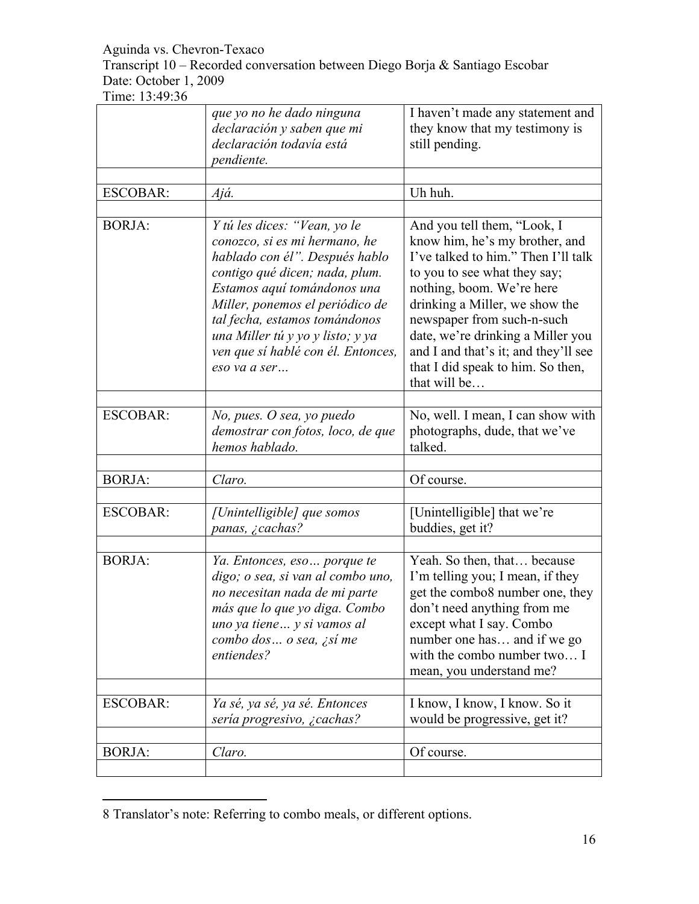Aguinda vs. Chevron-Texaco
Transcript 10 – Recorded conversation between Diego Borja & Santiago Escobar
Date: October 1, 2009
Time: 13:49:36

| | | |
|---|---|---|
| | *que yo no he dado ninguna declaración y saben que mi declaración todavía está pendiente.* | I haven't made any statement and they know that my testimony is still pending. |
| | | |
| ESCOBAR: | *Ajá.* | Uh huh. |
| | | |
| BORJA: | *Y tú les dices: "Vean, yo le conozco, si es mi hermano, he hablado con él". Después hablo contigo qué dicen; nada, plum. Estamos aquí tomándonos una Miller, ponemos el periódico de tal fecha, estamos tomándonos una Miller tú y yo y listo; y ya ven que sí hablé con él. Entonces, eso va a ser…* | And you tell them, "Look, I know him, he's my brother, and I've talked to him." Then I'll talk to you to see what they say; nothing, boom. We're here drinking a Miller, we show the newspaper from such-n-such date, we're drinking a Miller you and I and that's it; and they'll see that I did speak to him. So then, that will be… |
| | | |
| ESCOBAR: | *No, pues. O sea, yo puedo demostrar con fotos, loco, de que hemos hablado.* | No, well. I mean, I can show with photographs, dude, that we've talked. |
| | | |
| BORJA: | *Claro.* | Of course. |
| | | |
| ESCOBAR: | *[Unintelligible] que somos panas, ¿cachas?* | [Unintelligible] that we're buddies, get it? |
| | | |
| BORJA: | *Ya. Entonces, eso… porque te digo; o sea, si van al combo uno, no necesitan nada de mi parte más que lo que yo diga. Combo uno ya tiene… y si vamos al combo dos… o sea, ¿sí me entiendes?* | Yeah. So then, that… because I'm telling you; I mean, if they get the combo[8] number one, they don't need anything from me except what I say. Combo number one has… and if we go with the combo number two… I mean, you understand me? |
| | | |
| ESCOBAR: | *Ya sé, ya sé, ya sé. Entonces sería progresivo, ¿cachas?* | I know, I know, I know. So it would be progressive, get it? |
| | | |
| BORJA: | *Claro.* | Of course. |
| | | |

8 Translator's note: Referring to combo meals, or different options.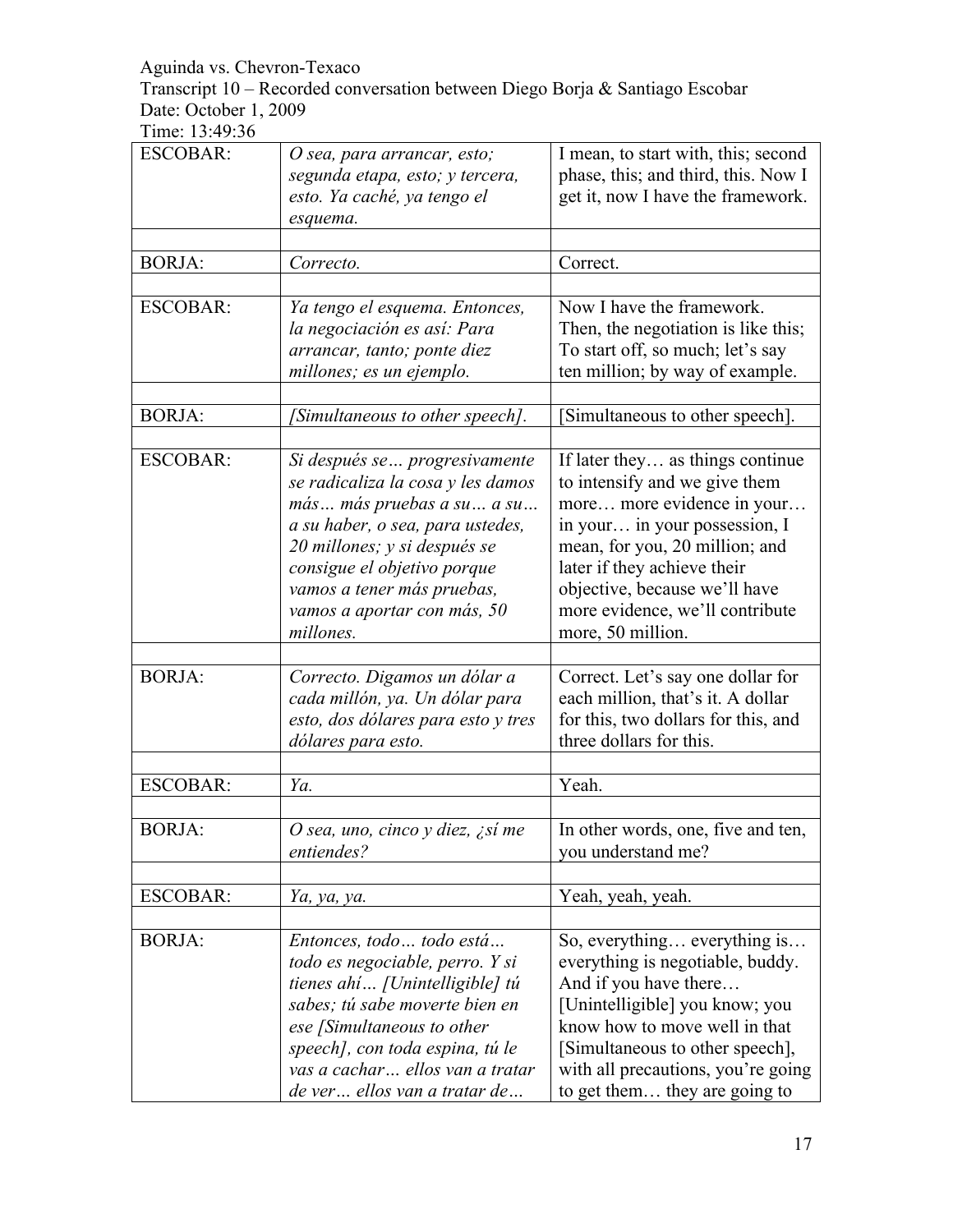Aguinda vs. Chevron-Texaco
Transcript 10 – Recorded conversation between Diego Borja & Santiago Escobar
Date: October 1, 2009
Time: 13:49:36

| | | |
|---|---|---|
| ESCOBAR: | *O sea, para arrancar, esto; segunda etapa, esto; y tercera, esto. Ya caché, ya tengo el esquema.* | I mean, to start with, this; second phase, this; and third, this. Now I get it, now I have the framework. |
| | | |
| BORJA: | *Correcto.* | Correct. |
| | | |
| ESCOBAR: | *Ya tengo el esquema. Entonces, la negociación es así: Para arrancar, tanto; ponte diez millones; es un ejemplo.* | Now I have the framework. Then, the negotiation is like this; To start off, so much; let's say ten million; by way of example. |
| | | |
| BORJA: | *[Simultaneous to other speech].* | [Simultaneous to other speech]. |
| | | |
| ESCOBAR: | *Si después se… progresivamente se radicaliza la cosa y les damos más… más pruebas a su… a su… a su haber, o sea, para ustedes, 20 millones; y si después se consigue el objetivo porque vamos a tener más pruebas, vamos a aportar con más, 50 millones.* | If later they… as things continue to intensify and we give them more… more evidence in your… in your… in your possession, I mean, for you, 20 million; and later if they achieve their objective, because we'll have more evidence, we'll contribute more, 50 million. |
| | | |
| BORJA: | *Correcto. Digamos un dólar a cada millón, ya. Un dólar para esto, dos dólares para esto y tres dólares para esto.* | Correct. Let's say one dollar for each million, that's it. A dollar for this, two dollars for this, and three dollars for this. |
| | | |
| ESCOBAR: | *Ya.* | Yeah. |
| | | |
| BORJA: | *O sea, uno, cinco y diez, ¿sí me entiendes?* | In other words, one, five and ten, you understand me? |
| | | |
| ESCOBAR: | *Ya, ya, ya.* | Yeah, yeah, yeah. |
| | | |
| BORJA: | *Entonces, todo… todo está… todo es negociable, perro. Y si tienes ahí… [Unintelligible] tú sabes; tú sabe moverte bien en ese [Simultaneous to other speech], con toda espina, tú le vas a cachar… ellos van a tratar de ver… ellos van a tratar de…* | So, everything… everything is… everything is negotiable, buddy. And if you have there… [Unintelligible] you know; you know how to move well in that [Simultaneous to other speech], with all precautions, you're going to get them… they are going to |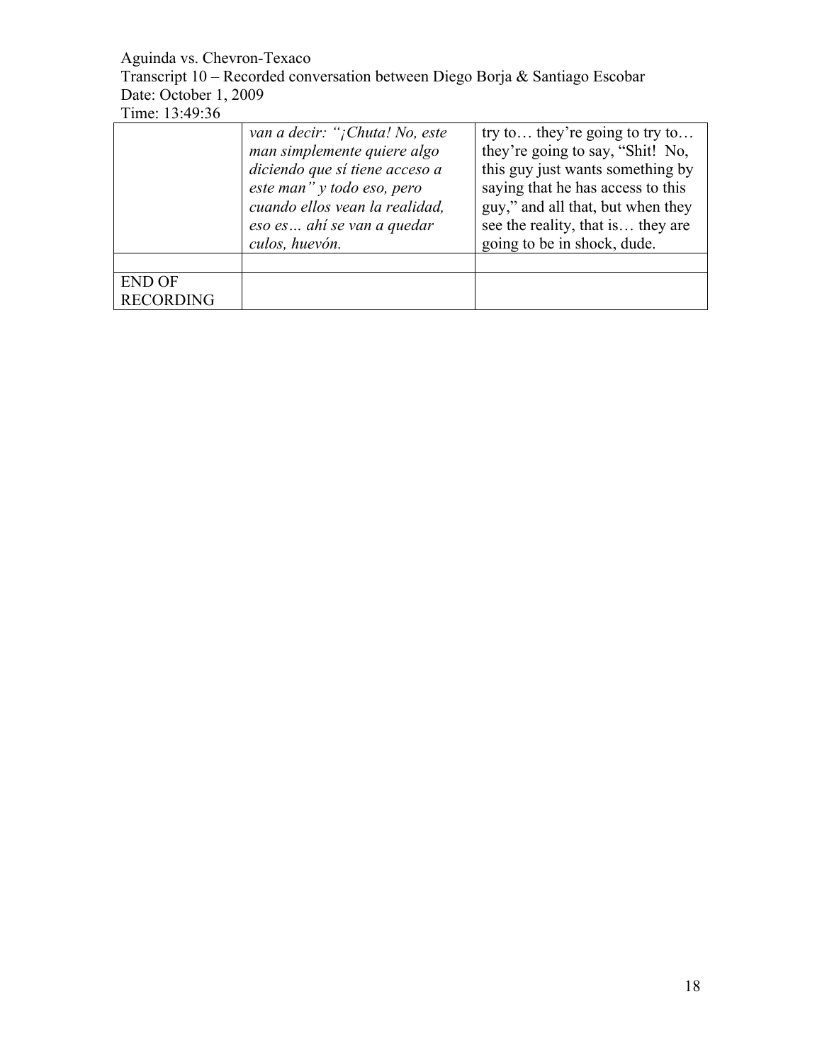Aguinda vs. Chevron-Texaco
Transcript 10 – Recorded conversation between Diego Borja & Santiago Escobar
Date: October 1, 2009
Time: 13:49:36

| | | |
|---|---|---|
| | *van a decir: "¡Chuta! No, este man simplemente quiere algo diciendo que sí tiene acceso a este man" y todo eso, pero cuando ellos vean la realidad, eso es… ahí se van a quedar culos, huevón.* | try to… they're going to try to… they're going to say, "Shit! No, this guy just wants something by saying that he has access to this guy," and all that, but when they see the reality, that is… they are going to be in shock, dude. |
| | | |
| END OF RECORDING | | |